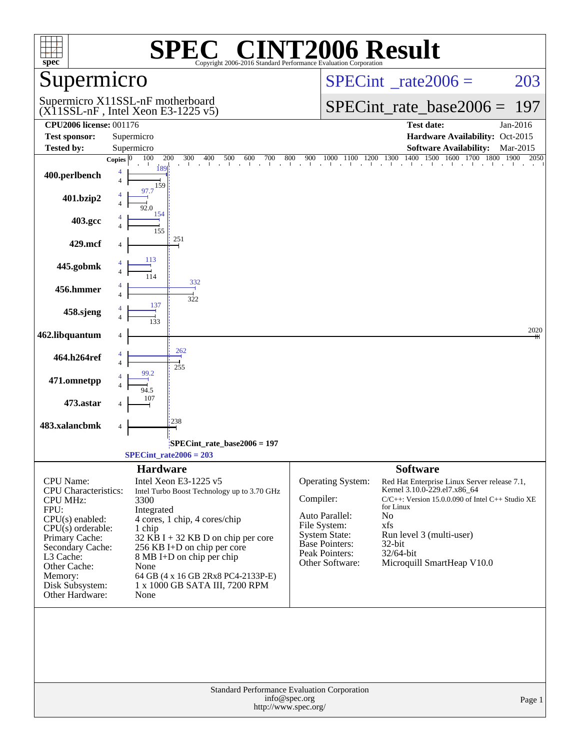# SPEC CINT2006 Result

Copyright 2006-2016 Standard Performance Evaluation Corporation

## Supermicro

Supermicro X11SSL-nF motherboard
(X11SSL-nF , Intel Xeon E3-1225 v5)

SPECint_rate2006 = 203

SPECint_rate_base2006 = 197

| | | | |
|---|---|---|---|
| **CPU2006 license:** 001176 | | **Test date:** | Jan-2016 |
| **Test sponsor:** | Supermicro | **Hardware Availability:** | Oct-2015 |
| **Tested by:** | Supermicro | **Software Availability:** | Mar-2015 |

| Benchmark | Copies (peak) | Peak | Copies (base) | Base |
|---|---|---|---|---|
| 400.perlbench | 4 | 189 | 4 | 159 |
| 401.bzip2 | 4 | 97.7 | 4 | 92.0 |
| 403.gcc | 4 | 154 | 4 | 155 |
| 429.mcf | | | 4 | 251 |
| 445.gobmk | 4 | 113 | 4 | 114 |
| 456.hmmer | 4 | 332 | 4 | 322 |
| 458.sjeng | 4 | 137 | 4 | 133 |
| 462.libquantum | | | 4 | 2020 |
| 464.h264ref | 4 | 262 | 4 | 255 |
| 471.omnetpp | 4 | 99.2 | 4 | 94.5 |
| 473.astar | | | 4 | 107 |
| 483.xalancbmk | | | 4 | 238 |

SPECint_rate_base2006 = 197

SPECint_rate2006 = 203

## Hardware

| | |
|---|---|
| CPU Name: | Intel Xeon E3-1225 v5 |
| CPU Characteristics: | Intel Turbo Boost Technology up to 3.70 GHz |
| CPU MHz: | 3300 |
| FPU: | Integrated |
| CPU(s) enabled: | 4 cores, 1 chip, 4 cores/chip |
| CPU(s) orderable: | 1 chip |
| Primary Cache: | 32 KB I + 32 KB D on chip per core |
| Secondary Cache: | 256 KB I+D on chip per core |
| L3 Cache: | 8 MB I+D on chip per chip |
| Other Cache: | None |
| Memory: | 64 GB (4 x 16 GB 2Rx8 PC4-2133P-E) |
| Disk Subsystem: | 1 x 1000 GB SATA III, 7200 RPM |
| Other Hardware: | None |

## Software

| | |
|---|---|
| Operating System: | Red Hat Enterprise Linux Server release 7.1, Kernel 3.10.0-229.el7.x86_64 |
| Compiler: | C/C++: Version 15.0.0.090 of Intel C++ Studio XE for Linux |
| Auto Parallel: | No |
| File System: | xfs |
| System State: | Run level 3 (multi-user) |
| Base Pointers: | 32-bit |
| Peak Pointers: | 32/64-bit |
| Other Software: | Microquill SmartHeap V10.0 |

Standard Performance Evaluation Corporation
info@spec.org
http://www.spec.org/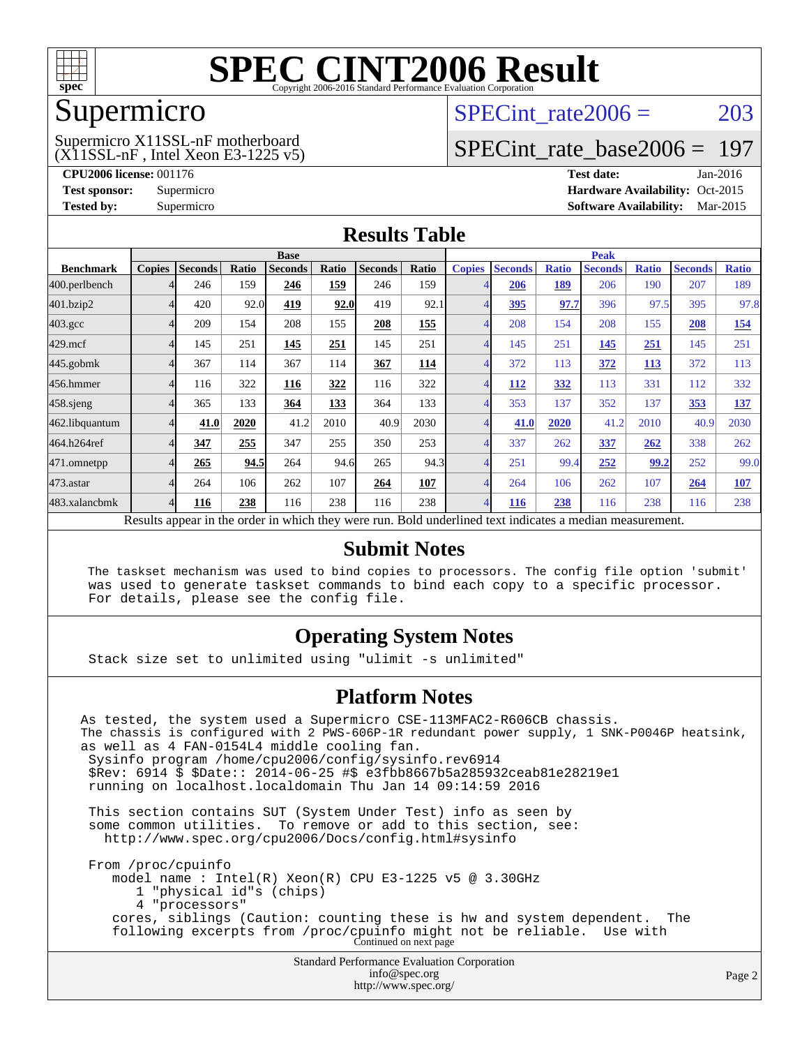# SPEC CINT2006 Result

Copyright 2006-2016 Standard Performance Evaluation Corporation

## Supermicro

Supermicro X11SSL-nF motherboard
(X11SSL-nF , Intel Xeon E3-1225 v5)

SPECint_rate2006 = 203

SPECint_rate_base2006 = 197

**CPU2006 license:** 001176
**Test sponsor:** Supermicro
**Tested by:** Supermicro

**Test date:** Jan-2016
**Hardware Availability:** Oct-2015
**Software Availability:** Mar-2015

## Results Table

| | Base | | | | | | | Peak | | | | | | |
|---|---|---|---|---|---|---|---|---|---|---|---|---|---|---|
| **Benchmark** | **Copies** | **Seconds** | **Ratio** | **Seconds** | **Ratio** | **Seconds** | **Ratio** | **Copies** | **Seconds** | **Ratio** | **Seconds** | **Ratio** | **Seconds** | **Ratio** |
| 400.perlbench | 4 | 246 | 159 | **246** | **159** | 246 | 159 | 4 | **206** | **189** | 206 | 190 | 207 | 189 |
| 401.bzip2 | 4 | 420 | 92.0 | **419** | **92.0** | 419 | 92.1 | 4 | **395** | **97.7** | 396 | 97.5 | 395 | 97.8 |
| 403.gcc | 4 | 209 | 154 | 208 | 155 | **208** | **155** | 4 | 208 | 154 | 208 | 155 | **208** | **154** |
| 429.mcf | 4 | 145 | 251 | **145** | **251** | 145 | 251 | 4 | 145 | 251 | **145** | **251** | 145 | 251 |
| 445.gobmk | 4 | 367 | 114 | 367 | 114 | **367** | **114** | 4 | 372 | 113 | **372** | **113** | 372 | 113 |
| 456.hmmer | 4 | 116 | 322 | **116** | **322** | 116 | 322 | 4 | **112** | **332** | 113 | 331 | 112 | 332 |
| 458.sjeng | 4 | 365 | 133 | **364** | **133** | 364 | 133 | 4 | 353 | 137 | 352 | 137 | **353** | **137** |
| 462.libquantum | 4 | **41.0** | **2020** | 41.2 | 2010 | 40.9 | 2030 | 4 | **41.0** | **2020** | 41.2 | 2010 | 40.9 | 2030 |
| 464.h264ref | 4 | **347** | **255** | 347 | 255 | 350 | 253 | 4 | 337 | 262 | **337** | **262** | 338 | 262 |
| 471.omnetpp | 4 | **265** | **94.5** | 264 | 94.6 | 265 | 94.3 | 4 | 251 | 99.4 | **252** | **99.2** | 252 | 99.0 |
| 473.astar | 4 | 264 | 106 | 262 | 107 | **264** | **107** | 4 | 264 | 106 | 262 | 107 | **264** | **107** |
| 483.xalancbmk | 4 | **116** | **238** | 116 | 238 | 116 | 238 | 4 | **116** | **238** | 116 | 238 | 116 | 238 |

Results appear in the order in which they were run. Bold underlined text indicates a median measurement.

## Submit Notes

```
The taskset mechanism was used to bind copies to processors. The config file option 'submit'
was used to generate taskset commands to bind each copy to a specific processor.
For details, please see the config file.
```

## Operating System Notes

```
Stack size set to unlimited using "ulimit -s unlimited"
```

## Platform Notes

```
As tested, the system used a Supermicro CSE-113MFAC2-R606CB chassis.
The chassis is configured with 2 PWS-606P-1R redundant power supply, 1 SNK-P0046P heatsink,
as well as 4 FAN-0154L4 middle cooling fan.
 Sysinfo program /home/cpu2006/config/sysinfo.rev6914
 $Rev: 6914 $ $Date:: 2014-06-25 #$ e3fbb8667b5a285932ceab81e28219e1
 running on localhost.localdomain Thu Jan 14 09:14:59 2016

 This section contains SUT (System Under Test) info as seen by
 some common utilities.  To remove or add to this section, see:
   http://www.spec.org/cpu2006/Docs/config.html#sysinfo

 From /proc/cpuinfo
    model name : Intel(R) Xeon(R) CPU E3-1225 v5 @ 3.30GHz
       1 "physical id"s (chips)
       4 "processors"
    cores, siblings (Caution: counting these is hw and system dependent.  The
    following excerpts from /proc/cpuinfo might not be reliable.  Use with
```

Continued on next page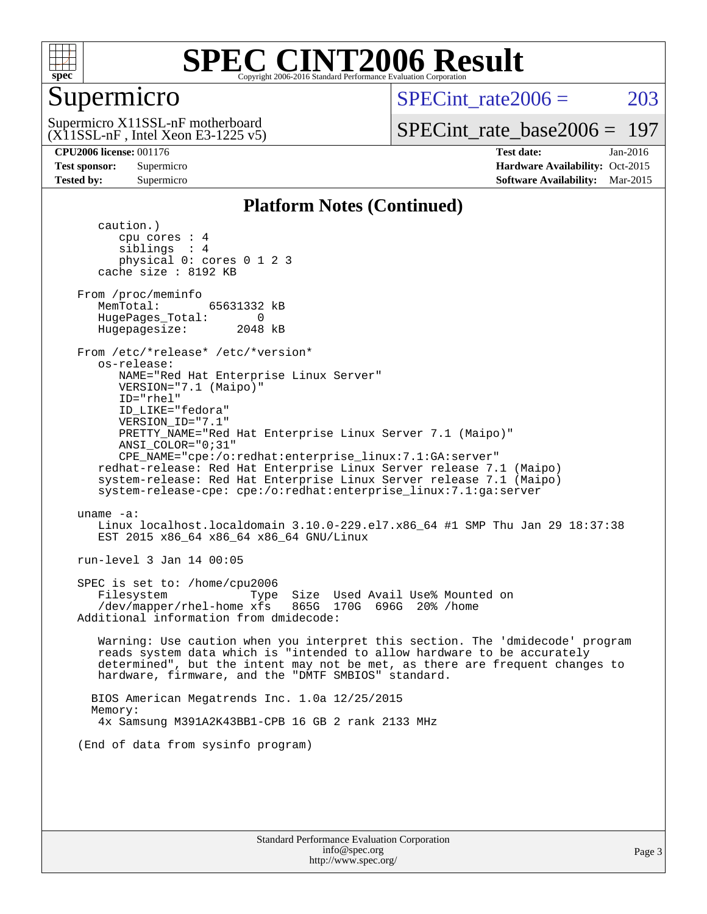# SPEC CINT2006 Result

## Supermicro

Supermicro X11SSL-nF motherboard
(X11SSL-nF , Intel Xeon E3-1225 v5)

SPECint_rate2006 = 203

SPECint_rate_base2006 = 197

**CPU2006 license:** 001176
**Test sponsor:** Supermicro
**Tested by:** Supermicro

**Test date:** Jan-2016
**Hardware Availability:** Oct-2015
**Software Availability:** Mar-2015

### Platform Notes (Continued)

```
      caution.)
         cpu cores : 4
         siblings  : 4
         physical 0: cores 0 1 2 3
      cache size : 8192 KB

   From /proc/meminfo
      MemTotal:       65631332 kB
      HugePages_Total:       0
      Hugepagesize:       2048 kB

   From /etc/*release* /etc/*version*
      os-release:
         NAME="Red Hat Enterprise Linux Server"
         VERSION="7.1 (Maipo)"
         ID="rhel"
         ID_LIKE="fedora"
         VERSION_ID="7.1"
         PRETTY_NAME="Red Hat Enterprise Linux Server 7.1 (Maipo)"
         ANSI_COLOR="0;31"
         CPE_NAME="cpe:/o:redhat:enterprise_linux:7.1:GA:server"
      redhat-release: Red Hat Enterprise Linux Server release 7.1 (Maipo)
      system-release: Red Hat Enterprise Linux Server release 7.1 (Maipo)
      system-release-cpe: cpe:/o:redhat:enterprise_linux:7.1:ga:server

   uname -a:
      Linux localhost.localdomain 3.10.0-229.el7.x86_64 #1 SMP Thu Jan 29 18:37:38
      EST 2015 x86_64 x86_64 x86_64 GNU/Linux

   run-level 3 Jan 14 00:05

   SPEC is set to: /home/cpu2006
      Filesystem            Type  Size  Used Avail Use% Mounted on
      /dev/mapper/rhel-home xfs   865G  170G  696G  20% /home
   Additional information from dmidecode:

      Warning: Use caution when you interpret this section. The 'dmidecode' program
      reads system data which is "intended to allow hardware to be accurately
      determined", but the intent may not be met, as there are frequent changes to
      hardware, firmware, and the "DMTF SMBIOS" standard.

     BIOS American Megatrends Inc. 1.0a 12/25/2015
     Memory:
      4x Samsung M391A2K43BB1-CPB 16 GB 2 rank 2133 MHz

   (End of data from sysinfo program)
```

Standard Performance Evaluation Corporation
info@spec.org
http://www.spec.org/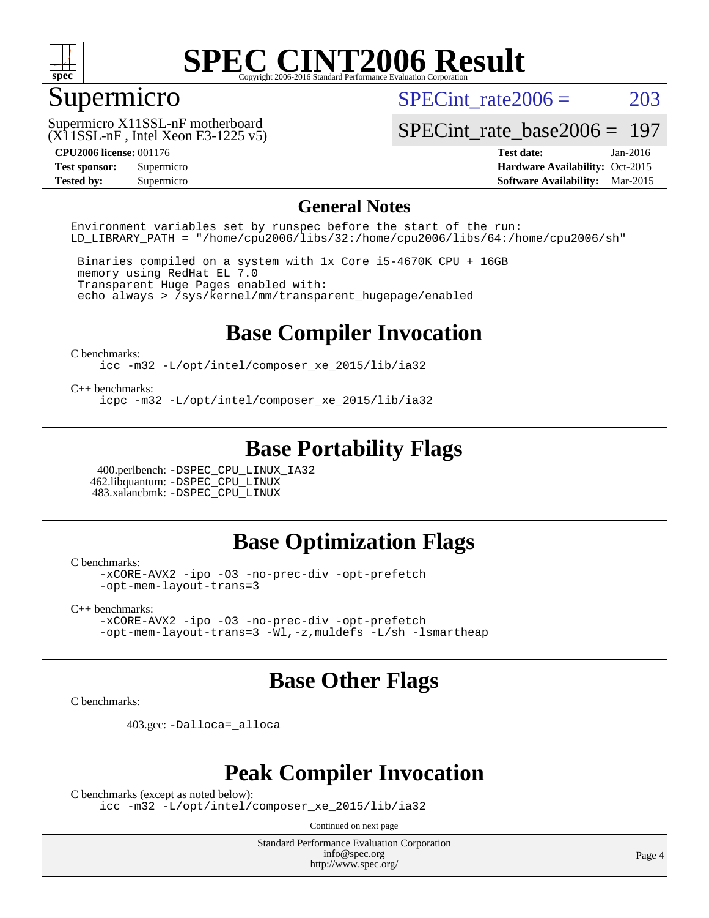# SPEC CINT2006 Result

Copyright 2006-2016 Standard Performance Evaluation Corporation

## Supermicro

Supermicro X11SSL-nF motherboard
(X11SSL-nF , Intel Xeon E3-1225 v5)

SPECint_rate2006 = 203

SPECint_rate_base2006 = 197

| | | | |
|---|---|---|---|
| **CPU2006 license:** 001176 | | **Test date:** | Jan-2016 |
| **Test sponsor:** | Supermicro | **Hardware Availability:** | Oct-2015 |
| **Tested by:** | Supermicro | **Software Availability:** | Mar-2015 |

## General Notes

```
Environment variables set by runspec before the start of the run:
LD_LIBRARY_PATH = "/home/cpu2006/libs/32:/home/cpu2006/libs/64:/home/cpu2006/sh"

 Binaries compiled on a system with 1x Core i5-4670K CPU + 16GB
 memory using RedHat EL 7.0
 Transparent Huge Pages enabled with:
 echo always > /sys/kernel/mm/transparent_hugepage/enabled
```

## Base Compiler Invocation

C benchmarks:
```
icc -m32 -L/opt/intel/composer_xe_2015/lib/ia32
```

C++ benchmarks:
```
icpc -m32 -L/opt/intel/composer_xe_2015/lib/ia32
```

## Base Portability Flags

400.perlbench: `-DSPEC_CPU_LINUX_IA32`
462.libquantum: `-DSPEC_CPU_LINUX`
483.xalancbmk: `-DSPEC_CPU_LINUX`

## Base Optimization Flags

C benchmarks:
```
-xCORE-AVX2 -ipo -O3 -no-prec-div -opt-prefetch
-opt-mem-layout-trans=3
```

C++ benchmarks:
```
-xCORE-AVX2 -ipo -O3 -no-prec-div -opt-prefetch
-opt-mem-layout-trans=3 -Wl,-z,muldefs -L/sh -lsmartheap
```

## Base Other Flags

C benchmarks:

403.gcc: `-Dalloca=_alloca`

## Peak Compiler Invocation

C benchmarks (except as noted below):
```
icc -m32 -L/opt/intel/composer_xe_2015/lib/ia32
```

Continued on next page

Standard Performance Evaluation Corporation
info@spec.org
http://www.spec.org/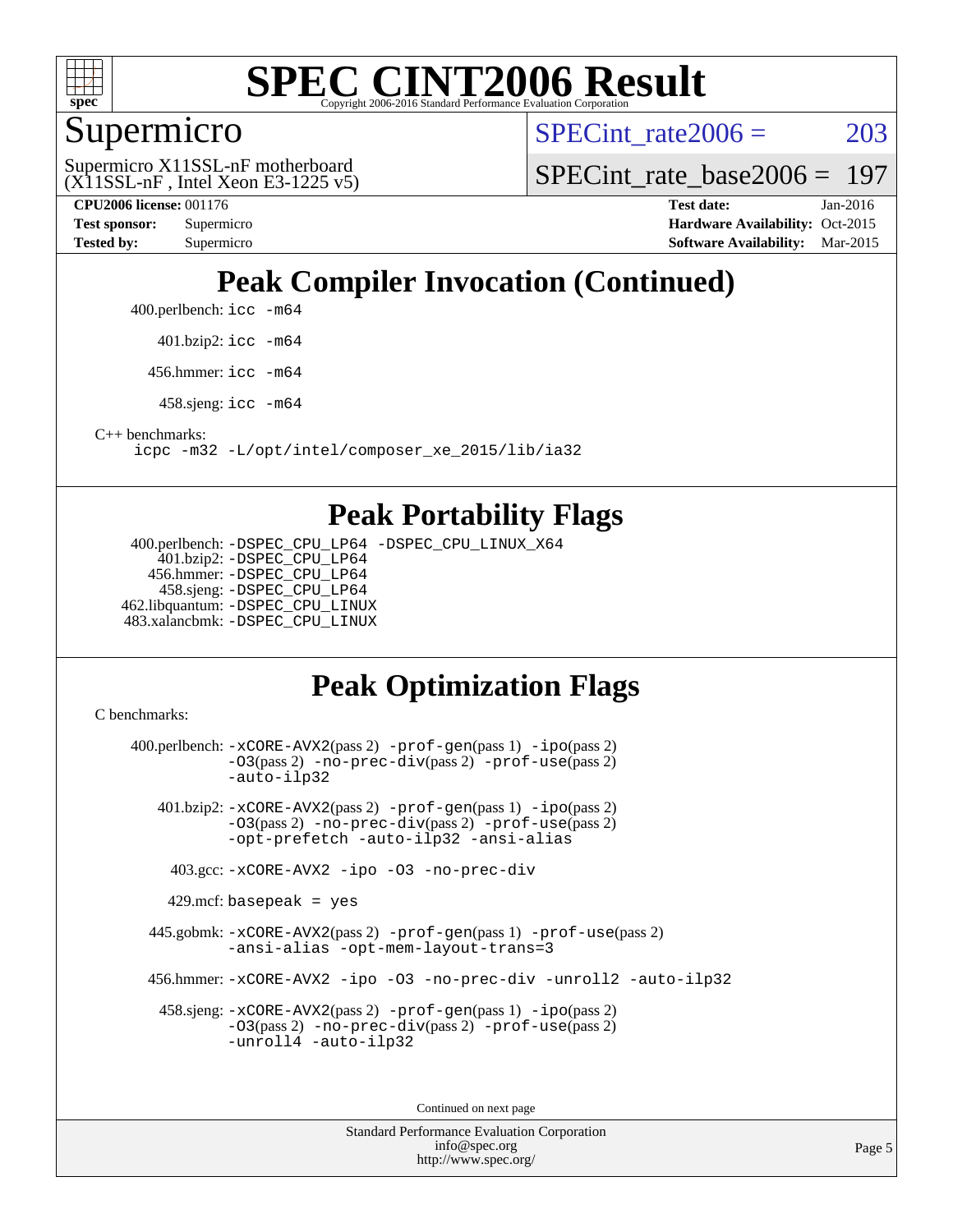# Peak Compiler Invocation (Continued)

400.perlbench: `icc -m64`

401.bzip2: `icc -m64`

456.hmmer: `icc -m64`

458.sjeng: `icc -m64`

C++ benchmarks:
`icpc -m32 -L/opt/intel/composer_xe_2015/lib/ia32`

# Peak Portability Flags

400.perlbench: `-DSPEC_CPU_LP64 -DSPEC_CPU_LINUX_X64`
401.bzip2: `-DSPEC_CPU_LP64`
456.hmmer: `-DSPEC_CPU_LP64`
458.sjeng: `-DSPEC_CPU_LP64`
462.libquantum: `-DSPEC_CPU_LINUX`
483.xalancbmk: `-DSPEC_CPU_LINUX`

# Peak Optimization Flags

C benchmarks:

400.perlbench: `-xCORE-AVX2`(pass 2) `-prof-gen`(pass 1) `-ipo`(pass 2) `-O3`(pass 2) `-no-prec-div`(pass 2) `-prof-use`(pass 2) `-auto-ilp32`

401.bzip2: `-xCORE-AVX2`(pass 2) `-prof-gen`(pass 1) `-ipo`(pass 2) `-O3`(pass 2) `-no-prec-div`(pass 2) `-prof-use`(pass 2) `-opt-prefetch -auto-ilp32 -ansi-alias`

403.gcc: `-xCORE-AVX2 -ipo -O3 -no-prec-div`

429.mcf: `basepeak = yes`

445.gobmk: `-xCORE-AVX2`(pass 2) `-prof-gen`(pass 1) `-prof-use`(pass 2) `-ansi-alias -opt-mem-layout-trans=3`

456.hmmer: `-xCORE-AVX2 -ipo -O3 -no-prec-div -unroll2 -auto-ilp32`

458.sjeng: `-xCORE-AVX2`(pass 2) `-prof-gen`(pass 1) `-ipo`(pass 2) `-O3`(pass 2) `-no-prec-div`(pass 2) `-prof-use`(pass 2) `-unroll4 -auto-ilp32`

Continued on next page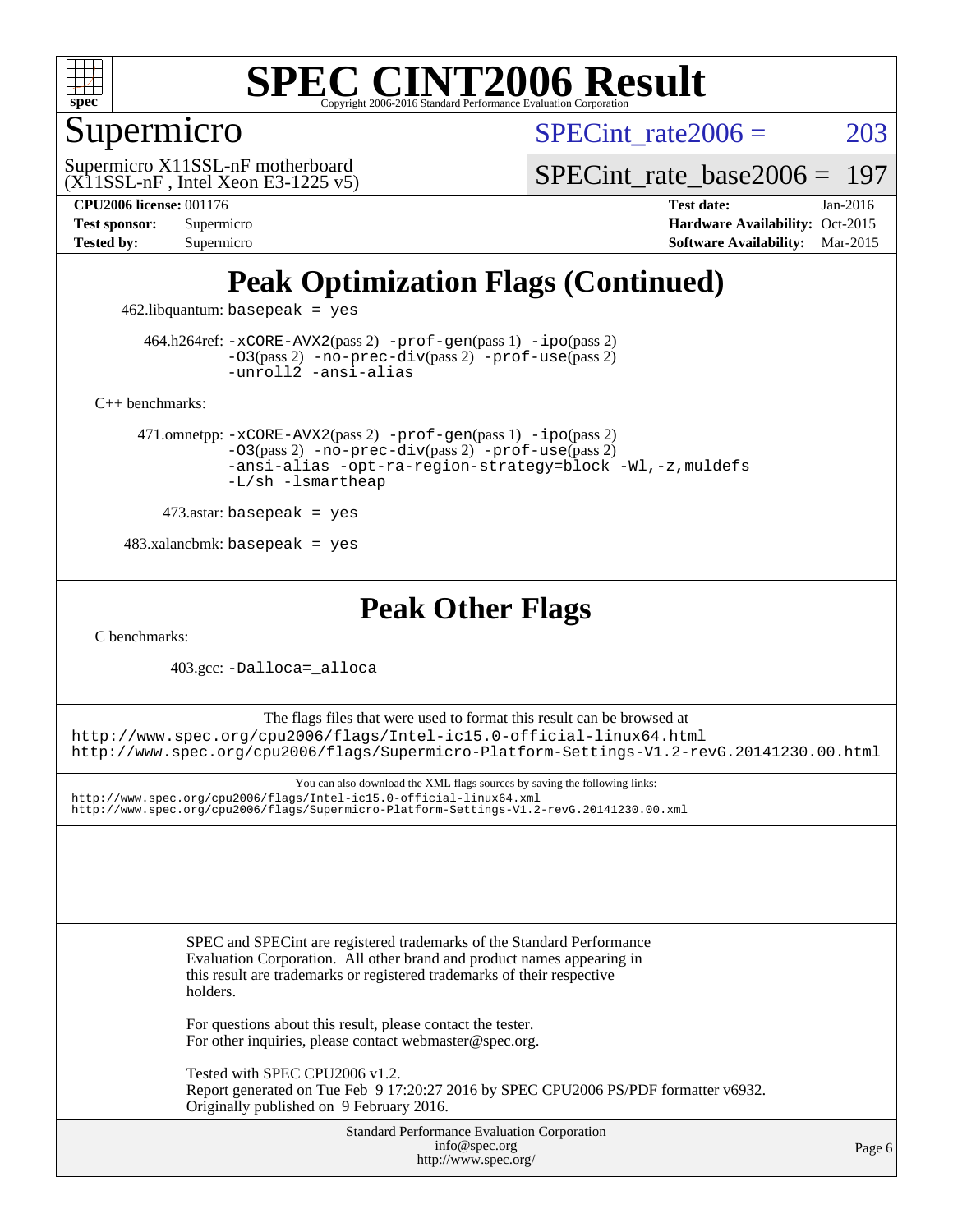# Peak Optimization Flags (Continued)

462.libquantum: basepeak = yes

464.h264ref: -xCORE-AVX2(pass 2) -prof-gen(pass 1) -ipo(pass 2) -O3(pass 2) -no-prec-div(pass 2) -prof-use(pass 2) -unroll2 -ansi-alias

C++ benchmarks:

471.omnetpp: -xCORE-AVX2(pass 2) -prof-gen(pass 1) -ipo(pass 2) -O3(pass 2) -no-prec-div(pass 2) -prof-use(pass 2) -ansi-alias -opt-ra-region-strategy=block -Wl,-z,muldefs -L/sh -lsmartheap

473.astar: basepeak = yes

483.xalancbmk: basepeak = yes

# Peak Other Flags

C benchmarks:

403.gcc: -Dalloca=_alloca

The flags files that were used to format this result can be browsed at
http://www.spec.org/cpu2006/flags/Intel-ic15.0-official-linux64.html
http://www.spec.org/cpu2006/flags/Supermicro-Platform-Settings-V1.2-revG.20141230.00.html

You can also download the XML flags sources by saving the following links:
http://www.spec.org/cpu2006/flags/Intel-ic15.0-official-linux64.xml
http://www.spec.org/cpu2006/flags/Supermicro-Platform-Settings-V1.2-revG.20141230.00.xml

SPEC and SPECint are registered trademarks of the Standard Performance Evaluation Corporation. All other brand and product names appearing in this result are trademarks or registered trademarks of their respective holders.

For questions about this result, please contact the tester.
For other inquiries, please contact webmaster@spec.org.

Tested with SPEC CPU2006 v1.2.
Report generated on Tue Feb 9 17:20:27 2016 by SPEC CPU2006 PS/PDF formatter v6932.
Originally published on 9 February 2016.